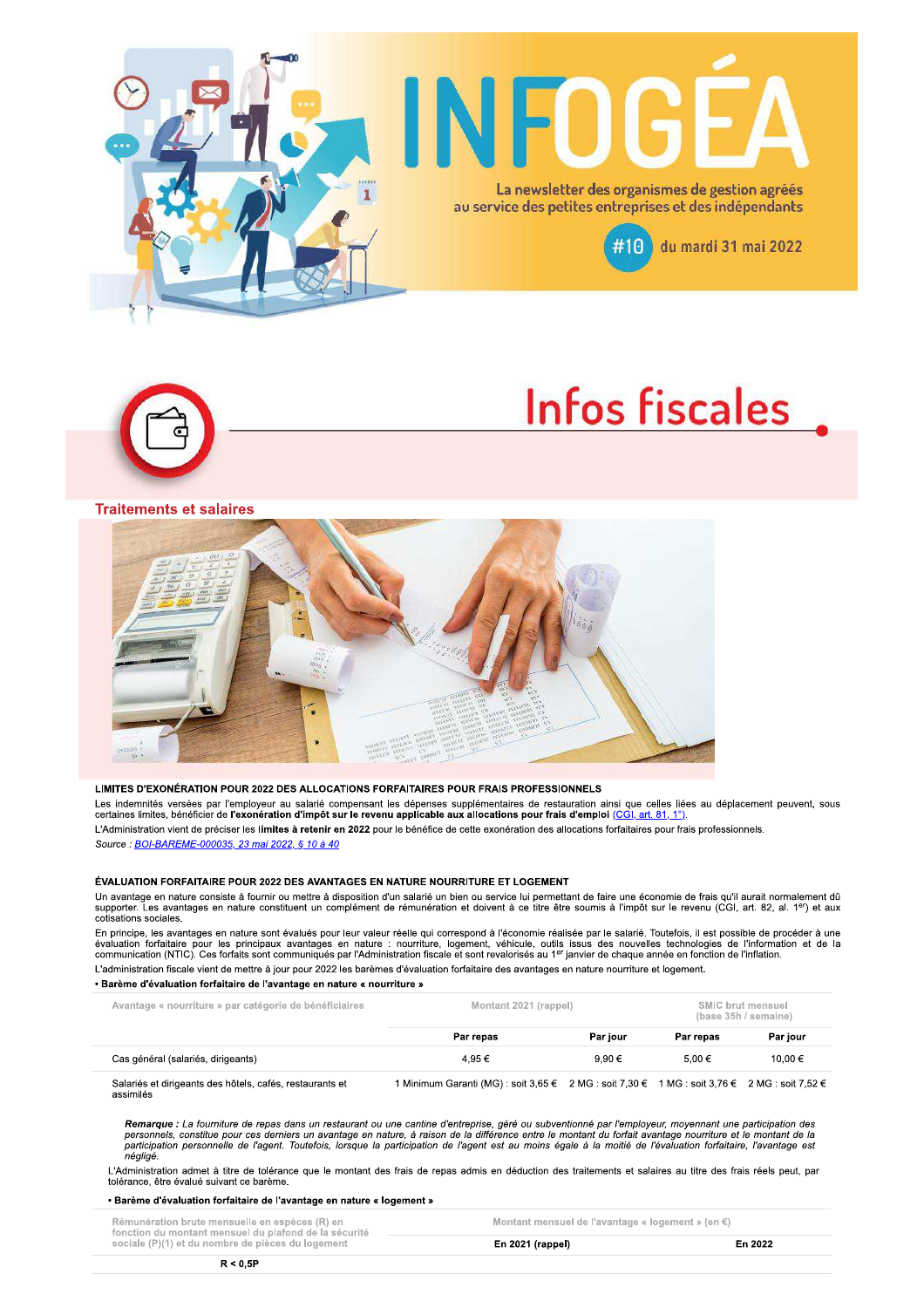# INFOGÉA

La newsletter des organismes de gestion agréés au service des petites entreprises et des indépendants

#10 du mardi 31 mai 2022

## Infos fiscales

### Traitements et salaires

**LIMITES D'EXONÉRATION POUR 2022 DES ALLOCATIONS FORFAITAIRES POUR FRAIS PROFESSIONNELS**

Les indemnités versées par l'employeur au salarié compensant les dépenses supplémentaires de restauration ainsi que celles liées au déplacement peuvent, sous certaines limites, bénéficier de **l'exonération d'impôt sur le revenu applicable aux allocations pour frais d'emploi** (CGI, art. 81, 1°).

L'Administration vient de préciser les **limites à retenir en 2022** pour le bénéfice de cette exonération des allocations forfaitaires pour frais professionnels.

*Source : BOI-BAREME-000035, 23 mai 2022, § 10 à 40*

**ÉVALUATION FORFAITAIRE POUR 2022 DES AVANTAGES EN NATURE NOURRITURE ET LOGEMENT**

Un avantage en nature consiste à fournir ou mettre à disposition d'un salarié un bien ou service lui permettant de faire une économie de frais qu'il aurait normalement dû supporter. Les avantages en nature constituent un complément de rémunération et doivent à ce titre être soumis à l'impôt sur le revenu (CGI, art. 82, al. 1er) et aux cotisations sociales.

En principe, les avantages en nature sont évalués par leur valeur réelle qui correspond à l'économie réalisée par le salarié. Toutefois, il est possible de procéder à une évaluation forfaitaire pour les principaux avantages en nature : nourriture, logement, véhicule, outils issus des nouvelles technologies de l'information et de la communication (NTIC). Ces forfaits sont communiqués par l'Administration fiscale et sont revalorisés au 1er janvier de chaque année en fonction de l'inflation.

L'administration fiscale vient de mettre à jour pour 2022 les barèmes d'évaluation forfaitaire des avantages en nature nourriture et logement.

• **Barème d'évaluation forfaitaire de l'avantage en nature « nourriture »**

| Avantage « nourriture » par catégorie de bénéficiaires | Montant 2021 (rappel) | | SMIC brut mensuel (base 35h / semaine) | |
|---|---|---|---|---|
| | **Par repas** | **Par jour** | **Par repas** | **Par jour** |
| Cas général (salariés, dirigeants) | 4,95 € | 9,90 € | 5,00 € | 10,00 € |
| Salariés et dirigeants des hôtels, cafés, restaurants et assimilés | 1 Minimum Garanti (MG) : soit 3,65 € | 2 MG : soit 7,30 € | 1 MG : soit 3,76 € | 2 MG : soit 7,52 € |

*__Remarque :__ La fourniture de repas dans un restaurant ou une cantine d'entreprise, géré ou subventionné par l'employeur, moyennant une participation des personnels, constitue pour ces derniers un avantage en nature, à raison de la différence entre le montant du forfait avantage nourriture et le montant de la participation personnelle de l'agent. Toutefois, lorsque la participation de l'agent est au moins égale à la moitié de l'évaluation forfaitaire, l'avantage est négligé.*

L'Administration admet à titre de tolérance que le montant des frais de repas admis en déduction des traitements et salaires au titre des frais réels peut, par tolérance, être évalué suivant ce barème.

• **Barème d'évaluation forfaitaire de l'avantage en nature « logement »**

| Rémunération brute mensuelle en espèces (R) en fonction du montant mensuel du plafond de la sécurité sociale (P)(1) et du nombre de pièces du logement | Montant mensuel de l'avantage « logement » (en €) | |
|---|---|---|
| | **En 2021 (rappel)** | **En 2022** |
| **R < 0,5P** | | |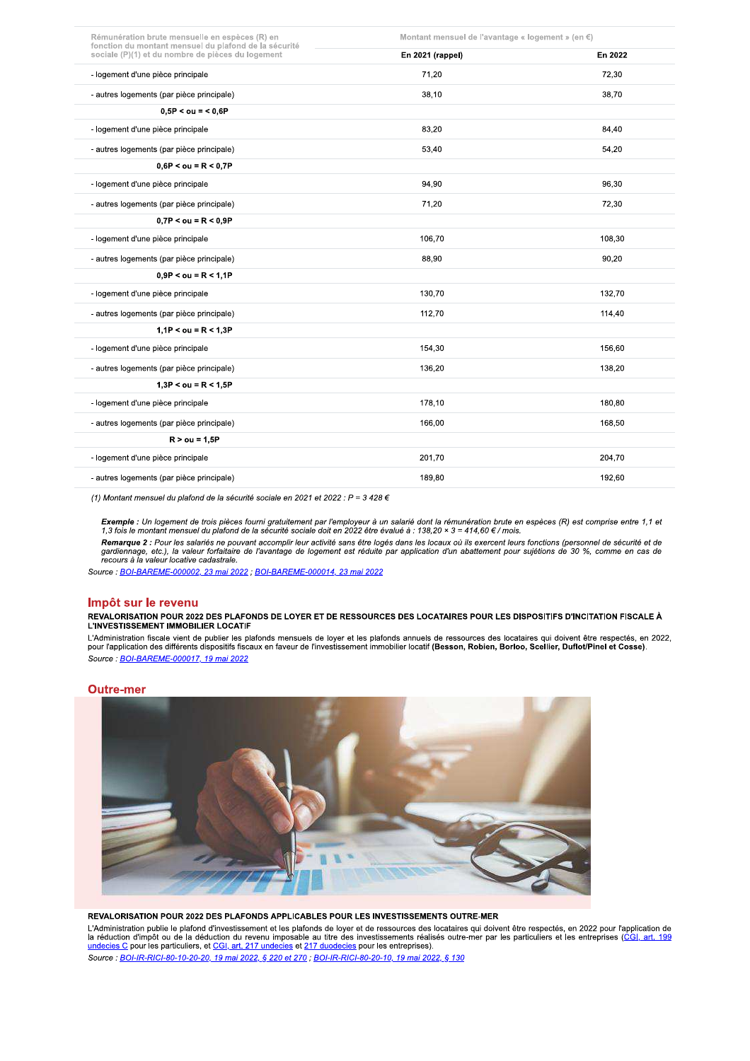| Rémunération brute mensuelle en espèces (R) en fonction du montant mensuel du plafond de la sécurité sociale (P)(1) et du nombre de pièces du logement | Montant mensuel de l'avantage « logement » (en €) | |
|---|---|---|
| | En 2021 (rappel) | En 2022 |
| - logement d'une pièce principale | 71,20 | 72,30 |
| - autres logements (par pièce principale) | 38,10 | 38,70 |
| **0,5P < ou = < 0,6P** | | |
| - logement d'une pièce principale | 83,20 | 84,40 |
| - autres logements (par pièce principale) | 53,40 | 54,20 |
| **0,6P < ou = R < 0,7P** | | |
| - logement d'une pièce principale | 94,90 | 96,30 |
| - autres logements (par pièce principale) | 71,20 | 72,30 |
| **0,7P < ou = R < 0,9P** | | |
| - logement d'une pièce principale | 106,70 | 108,30 |
| - autres logements (par pièce principale) | 88,90 | 90,20 |
| **0,9P < ou = R < 1,1P** | | |
| - logement d'une pièce principale | 130,70 | 132,70 |
| - autres logements (par pièce principale) | 112,70 | 114,40 |
| **1,1P < ou = R < 1,3P** | | |
| - logement d'une pièce principale | 154,30 | 156,60 |
| - autres logements (par pièce principale) | 136,20 | 138,20 |
| **1,3P < ou = R < 1,5P** | | |
| - logement d'une pièce principale | 178,10 | 180,80 |
| - autres logements (par pièce principale) | 166,00 | 168,50 |
| **R > ou = 1,5P** | | |
| - logement d'une pièce principale | 201,70 | 204,70 |
| - autres logements (par pièce principale) | 189,80 | 192,60 |

*(1) Montant mensuel du plafond de la sécurité sociale en 2021 et 2022 : P = 3 428 €*

***Exemple :*** *Un logement de trois pièces fourni gratuitement par l'employeur à un salarié dont la rémunération brute en espèces (R) est comprise entre 1,1 et 1,3 fois le montant mensuel du plafond de la sécurité sociale doit en 2022 être évalué à : 138,20 × 3 = 414,60 € / mois.*

***Remarque 2 :*** *Pour les salariés ne pouvant accomplir leur activité sans être logés dans les locaux où ils exercent leurs fonctions (personnel de sécurité et de gardiennage, etc.), la valeur forfaitaire de l'avantage de logement est réduite par application d'un abattement pour sujétions de 30 %, comme en cas de recours à la valeur locative cadastrale.*

*Source : BOI-BAREME-000002, 23 mai 2022 ; BOI-BAREME-000014, 23 mai 2022*

## Impôt sur le revenu

**REVALORISATION POUR 2022 DES PLAFONDS DE LOYER ET DE RESSOURCES DES LOCATAIRES POUR LES DISPOSITIFS D'INCITATION FISCALE À L'INVESTISSEMENT IMMOBILIER LOCATIF**

L'Administration fiscale vient de publier les plafonds mensuels de loyer et les plafonds annuels de ressources des locataires qui doivent être respectés, en 2022, pour l'application des différents dispositifs fiscaux en faveur de l'investissement immobilier locatif **(Besson, Robien, Borloo, Scellier, Duflot/Pinel et Cosse)**.

*Source : BOI-BAREME-000017, 19 mai 2022*

## Outre-mer

**REVALORISATION POUR 2022 DES PLAFONDS APPLICABLES POUR LES INVESTISSEMENTS OUTRE-MER**

L'Administration publie le plafond d'investissement et les plafonds de loyer et de ressources des locataires qui doivent être respectés, en 2022 pour l'application de la réduction d'impôt ou de la déduction du revenu imposable au titre des investissements réalisés outre-mer par les particuliers et les entreprises (CGI, art. 199 undecies C pour les particuliers, et CGI, art. 217 undecies et 217 duodecies pour les entreprises).

*Source : BOI-IR-RICI-80-10-20-20, 19 mai 2022, § 220 et 270 ; BOI-IR-RICI-80-20-10, 19 mai 2022, § 130*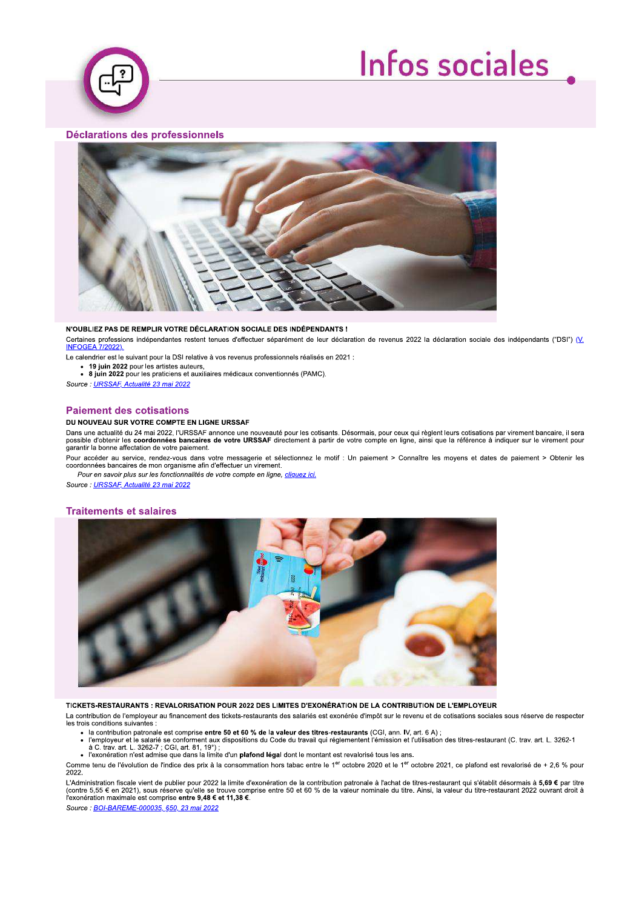# Infos sociales

## Déclarations des professionnels

### N'OUBLIEZ PAS DE REMPLIR VOTRE DÉCLARATION SOCIALE DES INDÉPENDANTS !

Certaines professions indépendantes restent tenues d'effectuer séparément de leur déclaration de revenus 2022 la déclaration sociale des indépendants ("DSI") (V. INFOGEA 7/2022).

Le calendrier est le suivant pour la DSI relative à vos revenus professionnels réalisés en 2021 :

- **19 juin 2022** pour les artistes auteurs,
- **8 juin 2022** pour les praticiens et auxiliaires médicaux conventionnés (PAMC).

*Source : URSSAF, Actualité 23 mai 2022*

## Paiement des cotisations

### DU NOUVEAU SUR VOTRE COMPTE EN LIGNE URSSAF

Dans une actualité du 24 mai 2022, l'URSSAF annonce une nouveauté pour les cotisants. Désormais, pour ceux qui règlent leurs cotisations par virement bancaire, il sera possible d'obtenir les **coordonnées bancaires de votre URSSAF** directement à partir de votre compte en ligne, ainsi que la référence à indiquer sur le virement pour garantir la bonne affectation de votre paiement.

Pour accéder au service, rendez-vous dans votre messagerie et sélectionnez le motif : Un paiement > Connaître les moyens et dates de paiement > Obtenir les coordonnées bancaires de mon organisme afin d'effectuer un virement.

*Pour en savoir plus sur les fonctionnalités de votre compte en ligne, cliquez ici.*

*Source : URSSAF, Actualité 23 mai 2022*

## Traitements et salaires

### TICKETS-RESTAURANTS : REVALORISATION POUR 2022 DES LIMITES D'EXONÉRATION DE LA CONTRIBUTION DE L'EMPLOYEUR

La contribution de l'employeur au financement des tickets-restaurants des salariés est exonérée d'impôt sur le revenu et de cotisations sociales sous réserve de respecter les trois conditions suivantes :

- la contribution patronale est comprise **entre 50 et 60 % de la valeur des titres-restaurants** (CGI, ann. IV, art. 6 A) ;
- l'employeur et le salarié se conforment aux dispositions du Code du travail qui réglementent l'émission et l'utilisation des titres-restaurant (C. trav. art. L. 3262-1 à C. trav. art. L. 3262-7 ; CGI, art. 81, 19°) ;
- l'exonération n'est admise que dans la limite d'un **plafond légal** dont le montant est revalorisé tous les ans.

Comme tenu de l'évolution de l'indice des prix à la consommation hors tabac entre le 1er octobre 2020 et le 1er octobre 2021, ce plafond est revalorisé de + 2,6 % pour 2022.

L'Administration fiscale vient de publier pour 2022 la limite d'exonération de la contribution patronale à l'achat de titres-restaurant qui s'établit désormais à **5,69 €** par titre (contre 5,55 € en 2021), sous réserve qu'elle se trouve comprise entre 50 et 60 % de la valeur nominale du titre. Ainsi, la valeur du titre-restaurant 2022 ouvrant droit à l'exonération maximale est comprise **entre 9,48 € et 11,38 €**.

*Source : BOI-BAREME-000035, §50, 23 mai 2022*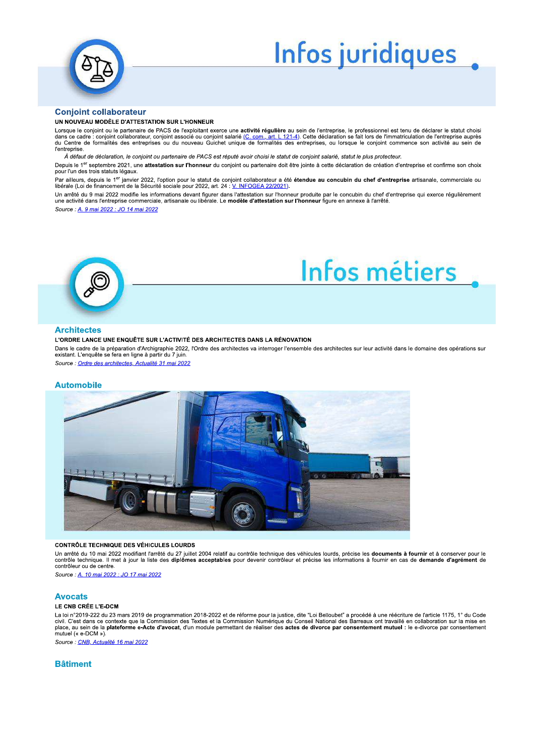# Infos juridiques

## Conjoint collaborateur

### UN NOUVEAU MODÈLE D'ATTESTATION SUR L'HONNEUR

Lorsque le conjoint ou le partenaire de PACS de l'exploitant exerce une **activité régulière** au sein de l'entreprise, le professionnel est tenu de déclarer le statut choisi dans ce cadre : conjoint collaborateur, conjoint associé ou conjoint salarié (C. com., art. L 121-4). Cette déclaration se fait lors de l'immatriculation de l'entreprise auprès du Centre de formalités des entreprises ou du nouveau Guichet unique de formalités des entreprises, ou lorsque le conjoint commence son activité au sein de l'entreprise.

*À défaut de déclaration, le conjoint ou partenaire de PACS est réputé avoir choisi le statut de conjoint salarié, statut le plus protecteur.*

Depuis le 1er septembre 2021, une **attestation sur l'honneur** du conjoint ou partenaire doit être jointe à cette déclaration de création d'entreprise et confirme son choix pour l'un des trois statuts légaux.

Par ailleurs, depuis le 1er janvier 2022, l'option pour le statut de conjoint collaborateur a été **étendue au concubin du chef d'entreprise** artisanale, commerciale ou libérale (Loi de financement de la Sécurité sociale pour 2022, art. 24 : V. INFOGEA 22/2021).

Un arrêté du 9 mai 2022 modifie les informations devant figurer dans l'attestation sur l'honneur produite par le concubin du chef d'entreprise qui exerce régulièrement une activité dans l'entreprise commerciale, artisanale ou libérale. Le **modèle d'attestation sur l'honneur** figure en annexe à l'arrêté.

*Source : A. 9 mai 2022 : JO 14 mai 2022*

# Infos métiers

## Architectes

### L'ORDRE LANCE UNE ENQUÊTE SUR L'ACTIVITÉ DES ARCHITECTES DANS LA RÉNOVATION

Dans le cadre de la préparation d'Archigraphie 2022, l'Ordre des architectes va interroger l'ensemble des architectes sur leur activité dans le domaine des opérations sur existant. L'enquête se fera en ligne à partir du 7 juin.

*Source : Ordre des architectes, Actualité 31 mai 2022*

## Automobile

### CONTRÔLE TECHNIQUE DES VÉHICULES LOURDS

Un arrêté du 10 mai 2022 modifiant l'arrêté du 27 juillet 2004 relatif au contrôle technique des véhicules lourds, précise les **documents à fournir** et à conserver pour le contrôle technique. Il met à jour la liste des **diplômes acceptables** pour devenir contrôleur et précise les informations à fournir en cas de **demande d'agrément** de contrôleur ou de centre.

*Source : A. 10 mai 2022 : JO 17 mai 2022*

## Avocats

### LE CNB CRÉE L'E-DCM

La loi n°2019-222 du 23 mars 2019 de programmation 2018-2022 et de réforme pour la justice, dite "Loi Belloubet" a procédé à une réécriture de l'article 1175, 1° du Code civil. C'est dans ce contexte que la Commission des Textes et la Commission Numérique du Conseil National des Barreaux ont travaillé en collaboration sur la mise en place, au sein de la **plateforme e-Acte d'avocat**, d'un module permettant de réaliser des **actes de divorce par consentement mutuel :** le e-divorce par consentement mutuel (« e-DCM »).

*Source : CNB, Actualité 16 mai 2022*

## Bâtiment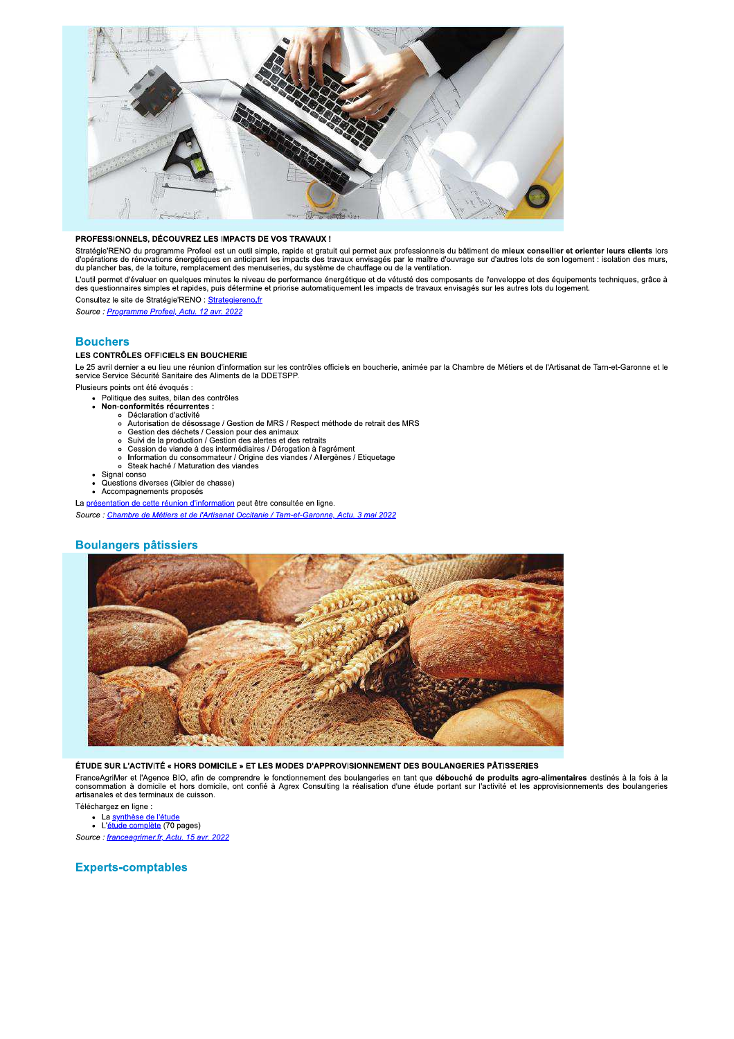### PROFESSIONNELS, DÉCOUVREZ LES IMPACTS DE VOS TRAVAUX !

Stratégie'RENO du programme Profeel est un outil simple, rapide et gratuit qui permet aux professionnels du bâtiment de **mieux conseiller et orienter leurs clients** lors d'opérations de rénovations énergétiques en anticipant les impacts des travaux envisagés par le maître d'ouvrage sur d'autres lots de son logement : isolation des murs, du plancher bas, de la toiture, remplacement des menuiseries, du système de chauffage ou de la ventilation.

L'outil permet d'évaluer en quelques minutes le niveau de performance énergétique et de vétusté des composants de l'enveloppe et des équipements techniques, grâce à des questionnaires simples et rapides, puis détermine et priorise automatiquement les impacts de travaux envisagés sur les autres lots du logement.

Consultez le site de Stratégie'RENO : Strategiereno.fr

*Source : Programme Profeel, Actu. 12 avr. 2022*

## Bouchers

### LES CONTRÔLES OFFICIELS EN BOUCHERIE

Le 25 avril dernier a eu lieu une réunion d'information sur les contrôles officiels en boucherie, animée par la Chambre de Métiers et de l'Artisanat de Tarn-et-Garonne et le service Service Sécurité Sanitaire des Aliments de la DDETSPP.

Plusieurs points ont été évoqués :

- Politique des suites, bilan des contrôles
- **Non-conformités récurrentes :**
  - Déclaration d'activité
  - Autorisation de désossage / Gestion de MRS / Respect méthode de retrait des MRS
  - Gestion des déchets / Cession pour des animaux
  - Suivi de la production / Gestion des alertes et des retraits
  - Cession de viande à des intermédiaires / Dérogation à l'agrément
  - Information du consommateur / Origine des viandes / Allergènes / Etiquetage
  - Steak haché / Maturation des viandes
- Signal conso
- Questions diverses (Gibier de chasse)
- Accompagnements proposés

La présentation de cette réunion d'information peut être consultée en ligne.

*Source : Chambre de Métiers et de l'Artisanat Occitanie / Tarn-et-Garonne, Actu. 3 mai 2022*

## Boulangers pâtissiers

### ÉTUDE SUR L'ACTIVITÉ « HORS DOMICILE » ET LES MODES D'APPROVISIONNEMENT DES BOULANGERIES PÂTISSERIES

FranceAgriMer et l'Agence BIO, afin de comprendre le fonctionnement des boulangeries en tant que **débouché de produits agro-alimentaires** destinés à la fois à la consommation à domicile et hors domicile, ont confié à Agrex Consulting la réalisation d'une étude portant sur l'activité et les approvisionnements des boulangeries artisanales et des terminaux de cuisson.

Téléchargez en ligne :

- La synthèse de l'étude
- L'étude complète (70 pages)

*Source : franceagrimer.fr, Actu. 15 avr. 2022*

## Experts-comptables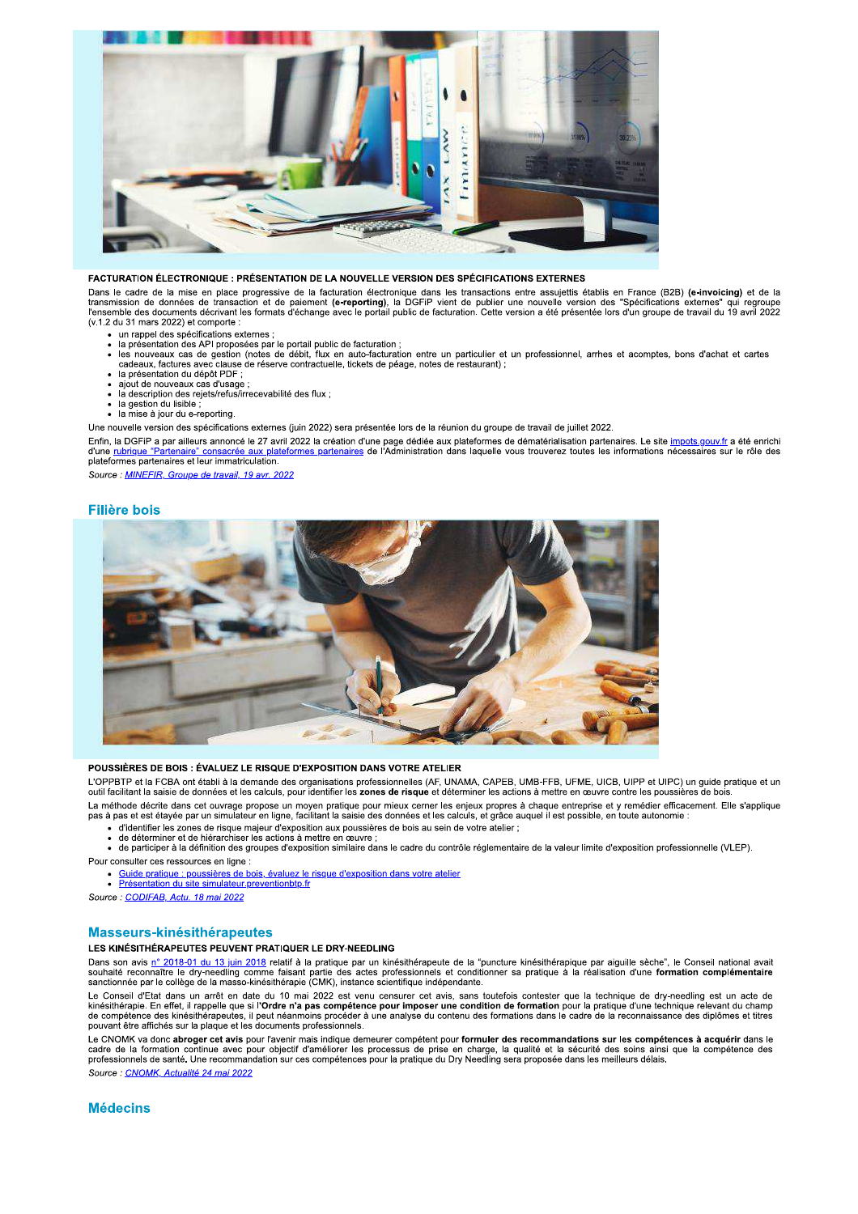### FACTURATION ÉLECTRONIQUE : PRÉSENTATION DE LA NOUVELLE VERSION DES SPÉCIFICATIONS EXTERNES

Dans le cadre de la mise en place progressive de la facturation électronique dans les transactions entre assujettis établis en France (B2B) **(e-invoicing)** et de la transmission de données de transaction et de paiement **(e-reporting)**, la DGFiP vient de publier une nouvelle version des "Spécifications externes" qui regroupe l'ensemble des documents décrivant les formats d'échange avec le portail public de facturation. Cette version a été présentée lors d'un groupe de travail du 19 avril 2022 (v.1.2 du 31 mars 2022) et comporte :

- un rappel des spécifications externes ;
- la présentation des API proposées par le portail public de facturation ;
- les nouveaux cas de gestion (notes de débit, flux en auto-facturation entre un particulier et un professionnel, arrhes et acomptes, bons d'achat et cartes cadeaux, factures avec clause de réserve contractuelle, tickets de péage, notes de restaurant) ;
- la présentation du dépôt PDF ;
- ajout de nouveaux cas d'usage ;
- la description des rejets/refus/irrecevabilité des flux ;
- la gestion du lisible ;
- la mise à jour du e-reporting.

Une nouvelle version des spécifications externes (juin 2022) sera présentée lors de la réunion du groupe de travail de juillet 2022.

Enfin, la DGFiP a par ailleurs annoncé le 27 avril 2022 la création d'une page dédiée aux plateformes de dématérialisation partenaires. Le site impots.gouv.fr a été enrichi d'une rubrique "Partenaire" consacrée aux plateformes partenaires de l'Administration dans laquelle vous trouverez toutes les informations nécessaires sur le rôle des plateformes partenaires et leur immatriculation.

*Source : MINEFIR, Groupe de travail, 19 avr. 2022*

## Filière bois

### POUSSIÈRES DE BOIS : ÉVALUEZ LE RISQUE D'EXPOSITION DANS VOTRE ATELIER

L'OPPBTP et la FCBA ont établi à la demande des organisations professionnelles (AF, UNAMA, CAPEB, UMB-FFB, UFME, UICB, UIPP et UIPC) un guide pratique et un outil facilitant la saisie de données et les calculs, pour identifier les **zones de risque** et déterminer les actions à mettre en œuvre contre les poussières de bois.

La méthode décrite dans cet ouvrage propose un moyen pratique pour mieux cerner les enjeux propres à chaque entreprise et y remédier efficacement. Elle s'applique pas à pas et est étayée par un simulateur en ligne, facilitant la saisie des données et les calculs, et grâce auquel il est possible, en toute autonomie :

- d'identifier les zones de risque majeur d'exposition aux poussières de bois au sein de votre atelier ;
- de déterminer et de hiérarchiser les actions à mettre en œuvre ;
- de participer à la définition des groupes d'exposition similaire dans le cadre du contrôle réglementaire de la valeur limite d'exposition professionnelle (VLEP).

Pour consulter ces ressources en ligne :

- Guide pratique : poussières de bois, évaluez le risque d'exposition dans votre atelier
- Présentation du site simulateur.preventionbtp.fr

*Source : CODIFAB, Actu. 18 mai 2022*

## Masseurs-kinésithérapeutes

### LES KINÉSITHÉRAPEUTES PEUVENT PRATIQUER LE DRY-NEEDLING

Dans son avis n° 2018-01 du 13 juin 2018 relatif à la pratique par un kinésithérapeute de la "puncture kinésithérapique par aiguille sèche", le Conseil national avait souhaité reconnaître le dry-needling comme faisant partie des actes professionnels et conditionner sa pratique à la réalisation d'une **formation complémentaire** sanctionnée par le collège de la masso-kinésithérapie (CMK), instance scientifique indépendante.

Le Conseil d'Etat dans un arrêt en date du 10 mai 2022 est venu censurer cet avis, sans toutefois contester que la technique de dry-needling est un acte de kinésithérapie. En effet, il rappelle que si l'**Ordre n'a pas compétence pour imposer une condition de formation** pour la pratique d'une technique relevant du champ de compétence des kinésithérapeutes, il peut néanmoins procéder à une analyse du contenu des formations dans le cadre de la reconnaissance des diplômes et titres pouvant être affichés sur la plaque et les documents professionnels.

Le CNOMK va donc **abroger cet avis** pour l'avenir mais indique demeurer compétent pour **formuler des recommandations sur les compétences à acquérir** dans le cadre de la formation continue avec pour objectif d'améliorer les processus de prise en charge, la qualité et la sécurité des soins ainsi que la compétence des professionnels de santé**.** Une recommandation sur ces compétences pour la pratique du Dry Needling sera proposée dans les meilleurs délais.

*Source : CNOMK, Actualité 24 mai 2022*

## Médecins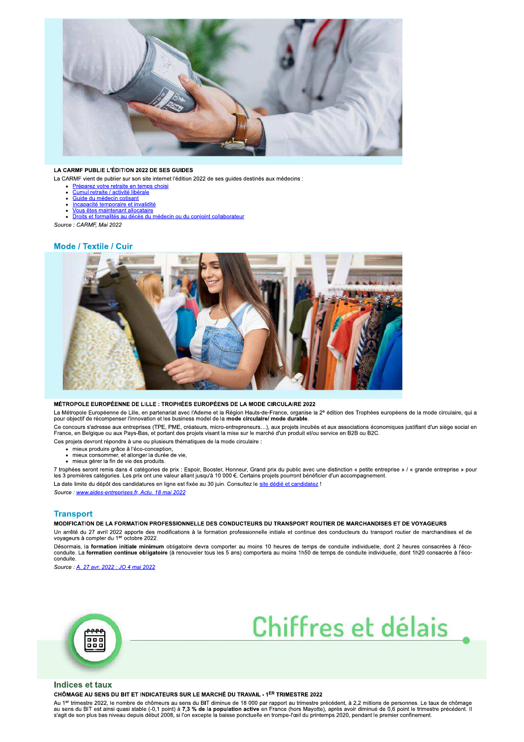### LA CARMF PUBLIE L'ÉDITION 2022 DE SES GUIDES

La CARMF vient de publier sur son site internet l'édition 2022 de ses guides destinés aux médecins :

- Préparez votre retraite en temps choisi
- Cumul retraite / activité libérale
- Guide du médecin cotisant
- Incapacité temporaire et invalidité
- Vous êtes maintenant allocataire
- Droits et formalités au décès du médecin ou du conjoint collaborateur

*Source : CARMF, Mai 2022*

## Mode / Textile / Cuir

### MÉTROPOLE EUROPÉENNE DE LILLE : TROPHÉES EUROPÉENS DE LA MODE CIRCULAIRE 2022

La Métropole Européenne de Lille, en partenariat avec l'Ademe et la Région Hauts-de-France, organise la 2e édition des Trophées européens de la mode circulaire, qui a pour objectif de récompenser l'innovation et les business model de la **mode circulaire/ mode durable**.

Ce concours s'adresse aux entreprises (TPE, PME, créateurs, micro-entrepreneurs…), aux projets incubés et aux associations économiques justifiant d'un siège social en France, en Belgique ou aux Pays-Bas, et portant des projets visant la mise sur le marché d'un produit et/ou service en B2B ou B2C.

Ces projets devront répondre à une ou plusieurs thématiques de la mode circulaire :

- mieux produire grâce à l'éco-conception,
- mieux consommer, et allonger la durée de vie,
- mieux gérer la fin de vie des produits.

7 trophées seront remis dans 4 catégories de prix : Espoir, Booster, Honneur, Grand prix du public avec une distinction « petite entreprise » / « grande entreprise » pour les 3 premières catégories. Les prix ont une valeur allant jusqu'à 10 000 €. Certains projets pourront bénéficier d'un accompagnement.

La date limite du dépôt des candidatures en ligne est fixée au 30 juin. Consultez le site dédié et candidatez !

*Source : www.aides-entreprises.fr, Actu. 18 mai 2022*

## Transport

### MODIFICATION DE LA FORMATION PROFESSIONNELLE DES CONDUCTEURS DU TRANSPORT ROUTIER DE MARCHANDISES ET DE VOYAGEURS

Un arrêté du 27 avril 2022 apporte des modifications à la formation professionnelle initiale et continue des conducteurs du transport routier de marchandises et de voyageurs à compter du 1er octobre 2022.

Désormais, la **formation initiale minimum** obligatoire devra comporter au moins 10 heures de temps de conduite individuelle, dont 2 heures consacrées à l'éco-conduite. La **formation continue obligatoire** (à renouveler tous les 5 ans) comportera au moins 1h50 de temps de conduite individuelle, dont 1h20 consacrée à l'éco-conduite.

*Source : A. 27 avr. 2022 : JO 4 mai 2022*

# Chiffres et délais

## Indices et taux

### CHÔMAGE AU SENS DU BIT ET INDICATEURS SUR LE MARCHÉ DU TRAVAIL - 1ER TRIMESTRE 2022

Au 1er trimestre 2022, le nombre de chômeurs au sens du BIT diminue de 18 000 par rapport au trimestre précédent, à 2,2 millions de personnes. Le taux de chômage au sens du BIT est ainsi quasi stable (-0,1 point) à **7,3 % de la population active** en France (hors Mayotte), après avoir diminué de 0,6 point le trimestre précédent. Il s'agit de son plus bas niveau depuis début 2008, si l'on excepte la baisse ponctuelle en trompe-l'œil du printemps 2020, pendant le premier confinement.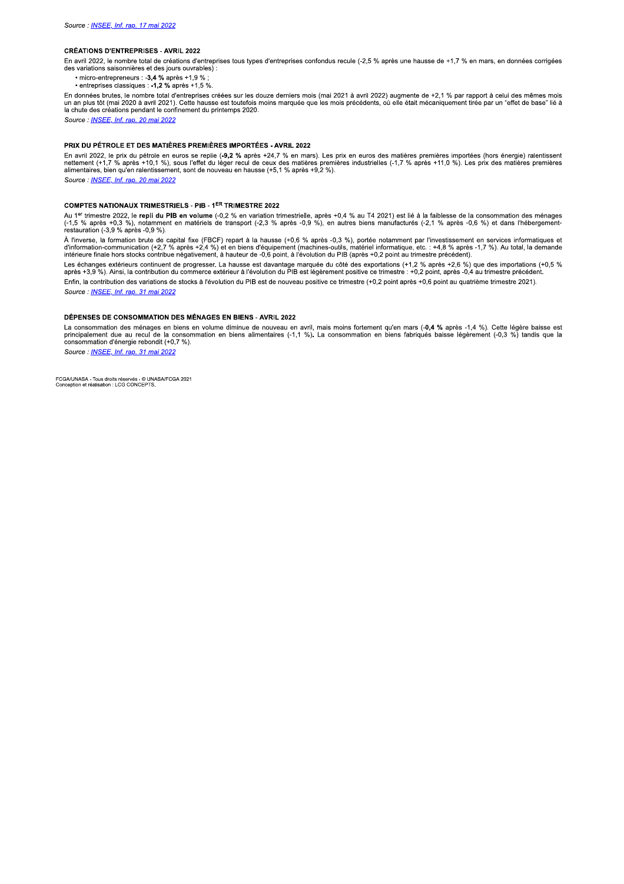Source : *INSEE, Inf. rap. 17 mai 2022*

### CRÉATIONS D'ENTREPRISES - AVRIL 2022

En avril 2022, le nombre total de créations d'entreprises tous types d'entreprises confondus recule (-2,5 % après une hausse de +1,7 % en mars, en données corrigées des variations saisonnières et des jours ouvrables) :

- micro-entrepreneurs : **-3,4 %** après +1,9 % ;
- entreprises classiques : **-1,2 %** après +1,5 %.

En données brutes, le nombre total d'entreprises créées sur les douze derniers mois (mai 2021 à avril 2022) augmente de +2,1 % par rapport à celui des mêmes mois un an plus tôt (mai 2020 à avril 2021). Cette hausse est toutefois moins marquée que les mois précédents, où elle était mécaniquement tirée par un "effet de base" lié à la chute des créations pendant le confinement du printemps 2020.

Source : *INSEE, Inf. rap. 20 mai 2022*

### PRIX DU PÉTROLE ET DES MATIÈRES PREMIÈRES IMPORTÉES - AVRIL 2022

En avril 2022, le prix du pétrole en euros se replie (**-9,2 %** après +24,7 % en mars). Les prix en euros des matières premières importées (hors énergie) ralentissent nettement (+1,7 % après +10,1 %), sous l'effet du léger recul de ceux des matières premières industrielles (-1,7 % après +11,0 %). Les prix des matières premières alimentaires, bien qu'en ralentissement, sont de nouveau en hausse (+5,1 % après +9,2 %).

Source : *INSEE, Inf. rap. 20 mai 2022*

### COMPTES NATIONAUX TRIMESTRIELS - PIB - 1ER TRIMESTRE 2022

Au 1er trimestre 2022, le **repli du PIB en volume** (-0,2 % en variation trimestrielle, après +0,4 % au T4 2021) est lié à la faiblesse de la consommation des ménages (-1,5 % après +0,3 %), notamment en matériels de transport (-2,3 % après -0,9 %), en autres biens manufacturés (-2,1 % après -0,6 %) et dans l'hébergement-restauration (-3,9 % après -0,9 %).

À l'inverse, la formation brute de capital fixe (FBCF) repart à la hausse (+0,6 % après -0,3 %), portée notamment par l'investissement en services informatiques et d'information-communication (+2,7 % après +2,4 %) et en biens d'équipement (machines-outils, matériel informatique, etc. : +4,8 % après -1,7 %). Au total, la demande intérieure finale hors stocks contribue négativement, à hauteur de -0,6 point, à l'évolution du PIB (après +0,2 point au trimestre précédent).

Les échanges extérieurs continuent de progresser. La hausse est davantage marquée du côté des exportations (+1,2 % après +2,6 %) que des importations (+0,5 % après +3,9 %). Ainsi, la contribution du commerce extérieur à l'évolution du PIB est légèrement positive ce trimestre : +0,2 point, après -0,4 au trimestre précédent.

Enfin, la contribution des variations de stocks à l'évolution du PIB est de nouveau positive ce trimestre (+0,2 point après +0,6 point au quatrième trimestre 2021).

Source : *INSEE, Inf. rap. 31 mai 2022*

### DÉPENSES DE CONSOMMATION DES MÉNAGES EN BIENS - AVRIL 2022

La consommation des ménages en biens en volume diminue de nouveau en avril, mais moins fortement qu'en mars (**-0,4 %** après -1,4 %). Cette légère baisse est principalement due au recul de la consommation en biens alimentaires (-1,1 %). La consommation en biens fabriqués baisse légèrement (-0,3 %) tandis que la consommation d'énergie rebondit (+0,7 %).

Source : *INSEE, Inf. rap. 31 mai 2022*

FCGA/UNASA - Tous droits réservés - © UNASA/FCGA 2021
Conception et réalisation : LCG CONCEPTS.